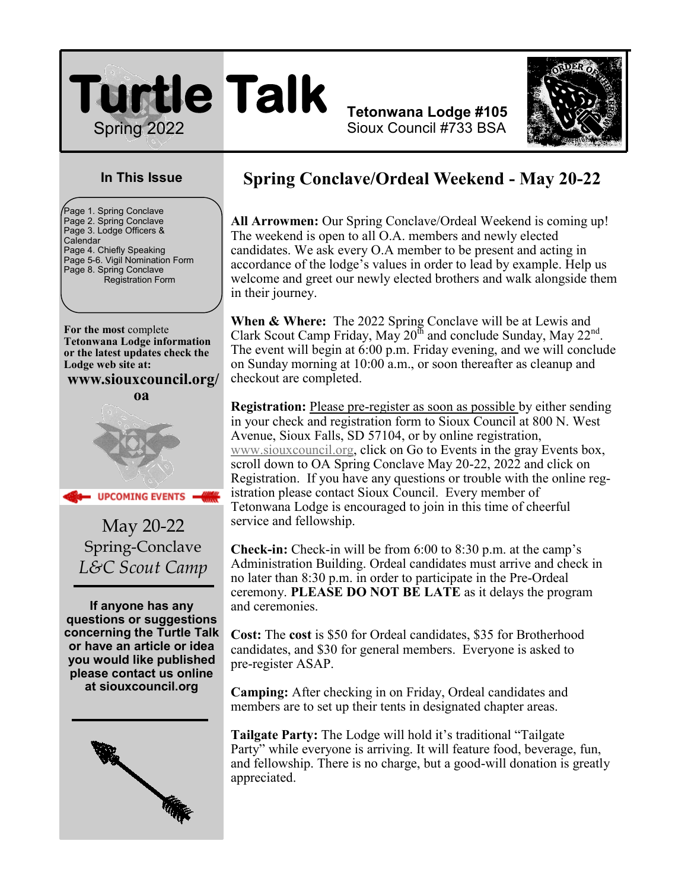# Turtle Talk

Spring 2022

**Tetonwana Lodge #105**
Sioux Council #733 BSA

### In This Issue

Page 1. Spring Conclave
Page 2. Spring Conclave
Page 3. Lodge Officers & Calendar
Page 4. Chiefly Speaking
Page 5-6. Vigil Nomination Form
Page 8. Spring Conclave Registration Form

**For the most** complete **Tetonwana Lodge information or the latest updates check the Lodge web site at:**

**www.siouxcouncil.org/oa**

**UPCOMING EVENTS**

May 20-22
Spring-Conclave
*L&C Scout Camp*

**If anyone has any questions or suggestions concerning the Turtle Talk or have an article or idea you would like published please contact us online at siouxcouncil.org**

## Spring Conclave/Ordeal Weekend - May 20-22

**All Arrowmen:** Our Spring Conclave/Ordeal Weekend is coming up! The weekend is open to all O.A. members and newly elected candidates. We ask every O.A member to be present and acting in accordance of the lodge's values in order to lead by example. Help us welcome and greet our newly elected brothers and walk alongside them in their journey.

**When & Where:** The 2022 Spring Conclave will be at Lewis and Clark Scout Camp Friday, May 20th and conclude Sunday, May 22nd. The event will begin at 6:00 p.m. Friday evening, and we will conclude on Sunday morning at 10:00 a.m., or soon thereafter as cleanup and checkout are completed.

**Registration:** Please pre-register as soon as possible by either sending in your check and registration form to Sioux Council at 800 N. West Avenue, Sioux Falls, SD 57104, or by online registration, www.siouxcouncil.org, click on Go to Events in the gray Events box, scroll down to OA Spring Conclave May 20-22, 2022 and click on Registration. If you have any questions or trouble with the online registration please contact Sioux Council. Every member of Tetonwana Lodge is encouraged to join in this time of cheerful service and fellowship.

**Check-in:** Check-in will be from 6:00 to 8:30 p.m. at the camp's Administration Building. Ordeal candidates must arrive and check in no later than 8:30 p.m. in order to participate in the Pre-Ordeal ceremony. **PLEASE DO NOT BE LATE** as it delays the program and ceremonies.

**Cost:** The **cost** is $50 for Ordeal candidates, $35 for Brotherhood candidates, and $30 for general members. Everyone is asked to pre-register ASAP.

**Camping:** After checking in on Friday, Ordeal candidates and members are to set up their tents in designated chapter areas.

**Tailgate Party:** The Lodge will hold it's traditional "Tailgate Party" while everyone is arriving. It will feature food, beverage, fun, and fellowship. There is no charge, but a good-will donation is greatly appreciated.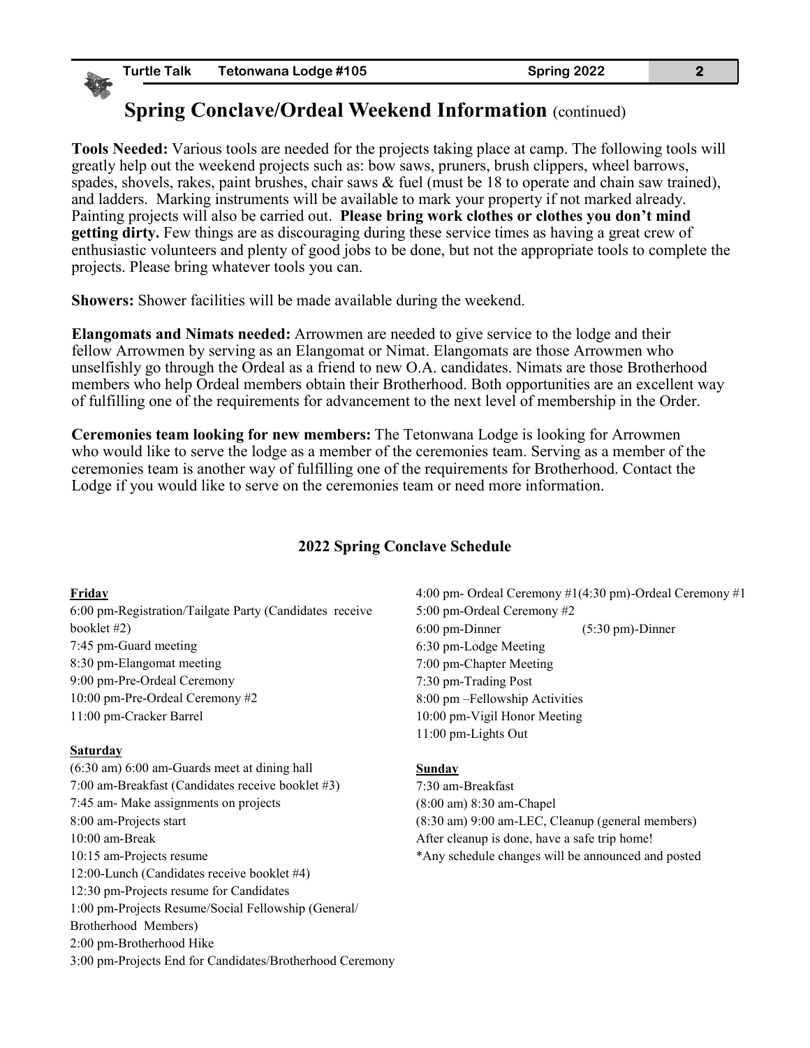## Spring Conclave/Ordeal Weekend Information (continued)

**Tools Needed:** Various tools are needed for the projects taking place at camp. The following tools will greatly help out the weekend projects such as: bow saws, pruners, brush clippers, wheel barrows, spades, shovels, rakes, paint brushes, chair saws & fuel (must be 18 to operate and chain saw trained), and ladders. Marking instruments will be available to mark your property if not marked already. Painting projects will also be carried out. **Please bring work clothes or clothes you don't mind getting dirty.** Few things are as discouraging during these service times as having a great crew of enthusiastic volunteers and plenty of good jobs to be done, but not the appropriate tools to complete the projects. Please bring whatever tools you can.

**Showers:** Shower facilities will be made available during the weekend.

**Elangomats and Nimats needed:** Arrowmen are needed to give service to the lodge and their fellow Arrowmen by serving as an Elangomat or Nimat. Elangomats are those Arrowmen who unselfishly go through the Ordeal as a friend to new O.A. candidates. Nimats are those Brotherhood members who help Ordeal members obtain their Brotherhood. Both opportunities are an excellent way of fulfilling one of the requirements for advancement to the next level of membership in the Order.

**Ceremonies team looking for new members:** The Tetonwana Lodge is looking for Arrowmen who would like to serve the lodge as a member of the ceremonies team. Serving as a member of the ceremonies team is another way of fulfilling one of the requirements for Brotherhood. Contact the Lodge if you would like to serve on the ceremonies team or need more information.

### 2022 Spring Conclave Schedule

**Friday**

6:00 pm-Registration/Tailgate Party (Candidates receive booklet #2)
7:45 pm-Guard meeting
8:30 pm-Elangomat meeting
9:00 pm-Pre-Ordeal Ceremony
10:00 pm-Pre-Ordeal Ceremony #2
11:00 pm-Cracker Barrel

**Saturday**

(6:30 am) 6:00 am-Guards meet at dining hall
7:00 am-Breakfast (Candidates receive booklet #3)
7:45 am- Make assignments on projects
8:00 am-Projects start
10:00 am-Break
10:15 am-Projects resume
12:00-Lunch (Candidates receive booklet #4)
12:30 pm-Projects resume for Candidates
1:00 pm-Projects Resume/Social Fellowship (General/ Brotherhood Members)
2:00 pm-Brotherhood Hike
3:00 pm-Projects End for Candidates/Brotherhood Ceremony
4:00 pm- Ordeal Ceremony #1(4:30 pm)-Ordeal Ceremony #1
5:00 pm-Ordeal Ceremony #2
6:00 pm-Dinner (5:30 pm)-Dinner
6:30 pm-Lodge Meeting
7:00 pm-Chapter Meeting
7:30 pm-Trading Post
8:00 pm –Fellowship Activities
10:00 pm-Vigil Honor Meeting
11:00 pm-Lights Out

**Sunday**

7:30 am-Breakfast
(8:00 am) 8:30 am-Chapel
(8:30 am) 9:00 am-LEC, Cleanup (general members)
After cleanup is done, have a safe trip home!
*Any schedule changes will be announced and posted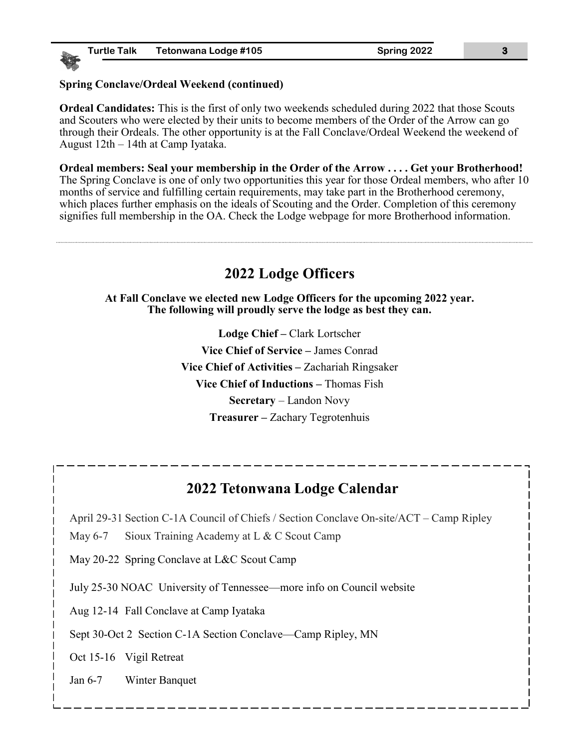**Spring Conclave/Ordeal Weekend (continued)**

**Ordeal Candidates:** This is the first of only two weekends scheduled during 2022 that those Scouts and Scouters who were elected by their units to become members of the Order of the Arrow can go through their Ordeals. The other opportunity is at the Fall Conclave/Ordeal Weekend the weekend of August 12th – 14th at Camp Iyataka.

**Ordeal members: Seal your membership in the Order of the Arrow . . . . Get your Brotherhood!** The Spring Conclave is one of only two opportunities this year for those Ordeal members, who after 10 months of service and fulfilling certain requirements, may take part in the Brotherhood ceremony, which places further emphasis on the ideals of Scouting and the Order. Completion of this ceremony signifies full membership in the OA. Check the Lodge webpage for more Brotherhood information.

---

## 2022 Lodge Officers

**At Fall Conclave we elected new Lodge Officers for the upcoming 2022 year. The following will proudly serve the lodge as best they can.**

**Lodge Chief –** Clark Lortscher

**Vice Chief of Service –** James Conrad

**Vice Chief of Activities –** Zachariah Ringsaker

**Vice Chief of Inductions –** Thomas Fish

**Secretary** – Landon Novy

**Treasurer –** Zachary Tegrotenhuis

## 2022 Tetonwana Lodge Calendar

April 29-31 Section C-1A Council of Chiefs / Section Conclave On-site/ACT – Camp Ripley

May 6-7 Sioux Training Academy at L & C Scout Camp

May 20-22 Spring Conclave at L&C Scout Camp

July 25-30 NOAC University of Tennessee—more info on Council website

Aug 12-14 Fall Conclave at Camp Iyataka

Sept 30-Oct 2 Section C-1A Section Conclave—Camp Ripley, MN

Oct 15-16 Vigil Retreat

Jan 6-7 Winter Banquet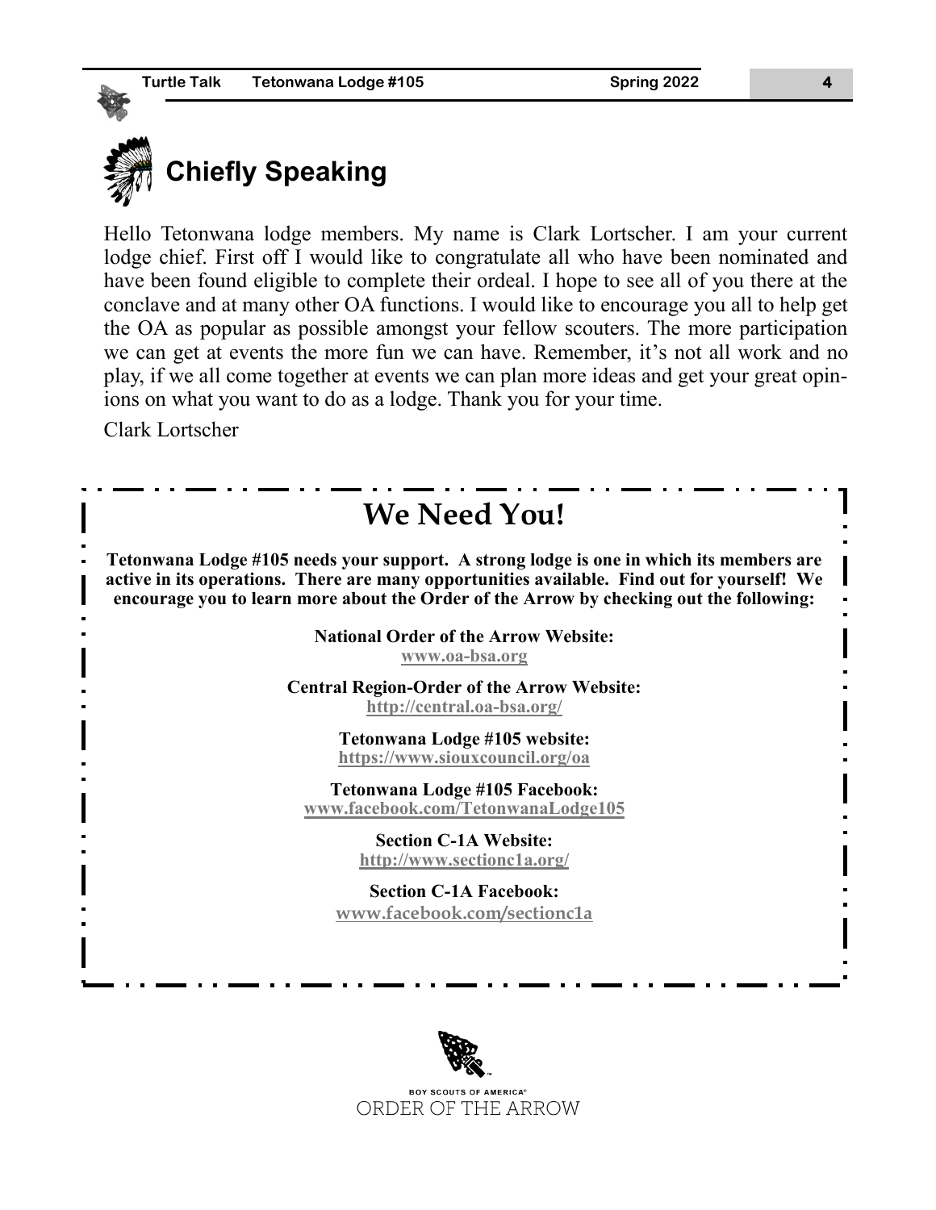## Chiefly Speaking

Hello Tetonwana lodge members. My name is Clark Lortscher. I am your current lodge chief. First off I would like to congratulate all who have been nominated and have been found eligible to complete their ordeal. I hope to see all of you there at the conclave and at many other OA functions. I would like to encourage you all to help get the OA as popular as possible amongst your fellow scouters. The more participation we can get at events the more fun we can have. Remember, it's not all work and no play, if we all come together at events we can plan more ideas and get your great opinions on what you want to do as a lodge. Thank you for your time.

Clark Lortscher

## We Need You!

**Tetonwana Lodge #105 needs your support. A strong lodge is one in which its members are active in its operations. There are many opportunities available. Find out for yourself! We encourage you to learn more about the Order of the Arrow by checking out the following:**

**National Order of the Arrow Website:**
www.oa-bsa.org

**Central Region-Order of the Arrow Website:**
http://central.oa-bsa.org/

**Tetonwana Lodge #105 website:**
https://www.siouxcouncil.org/oa

**Tetonwana Lodge #105 Facebook:**
www.facebook.com/TetonwanaLodge105

**Section C-1A Website:**
http://www.sectionc1a.org/

**Section C-1A Facebook:**
www.facebook.com/sectionc1a

BOY SCOUTS OF AMERICA®
ORDER OF THE ARROW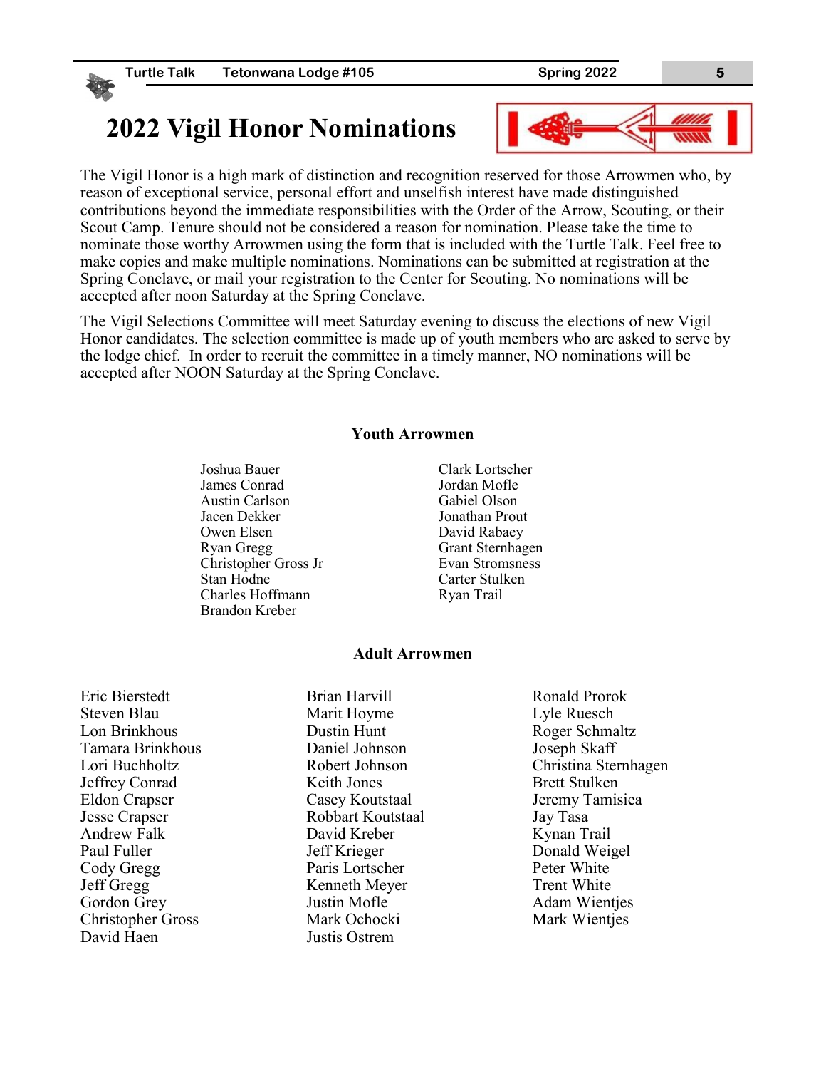# 2022 Vigil Honor Nominations

The Vigil Honor is a high mark of distinction and recognition reserved for those Arrowmen who, by reason of exceptional service, personal effort and unselfish interest have made distinguished contributions beyond the immediate responsibilities with the Order of the Arrow, Scouting, or their Scout Camp. Tenure should not be considered a reason for nomination. Please take the time to nominate those worthy Arrowmen using the form that is included with the Turtle Talk. Feel free to make copies and make multiple nominations. Nominations can be submitted at registration at the Spring Conclave, or mail your registration to the Center for Scouting. No nominations will be accepted after noon Saturday at the Spring Conclave.

The Vigil Selections Committee will meet Saturday evening to discuss the elections of new Vigil Honor candidates. The selection committee is made up of youth members who are asked to serve by the lodge chief. In order to recruit the committee in a timely manner, NO nominations will be accepted after NOON Saturday at the Spring Conclave.

**Youth Arrowmen**

Joshua Bauer
James Conrad
Austin Carlson
Jacen Dekker
Owen Elsen
Ryan Gregg
Christopher Gross Jr
Stan Hodne
Charles Hoffmann
Brandon Kreber
Clark Lortscher
Jordan Mofle
Gabiel Olson
Jonathan Prout
David Rabaey
Grant Sternhagen
Evan Stromsness
Carter Stulken
Ryan Trail

**Adult Arrowmen**

Eric Bierstedt
Steven Blau
Lon Brinkhous
Tamara Brinkhous
Lori Buchholtz
Jeffrey Conrad
Eldon Crapser
Jesse Crapser
Andrew Falk
Paul Fuller
Cody Gregg
Jeff Gregg
Gordon Grey
Christopher Gross
David Haen
Brian Harvill
Marit Hoyme
Dustin Hunt
Daniel Johnson
Robert Johnson
Keith Jones
Casey Koutstaal
Robbart Koutstaal
David Kreber
Jeff Krieger
Paris Lortscher
Kenneth Meyer
Justin Mofle
Mark Ochocki
Justis Ostrem
Ronald Prorok
Lyle Ruesch
Roger Schmaltz
Joseph Skaff
Christina Sternhagen
Brett Stulken
Jeremy Tamisiea
Jay Tasa
Kynan Trail
Donald Weigel
Peter White
Trent White
Adam Wientjes
Mark Wientjes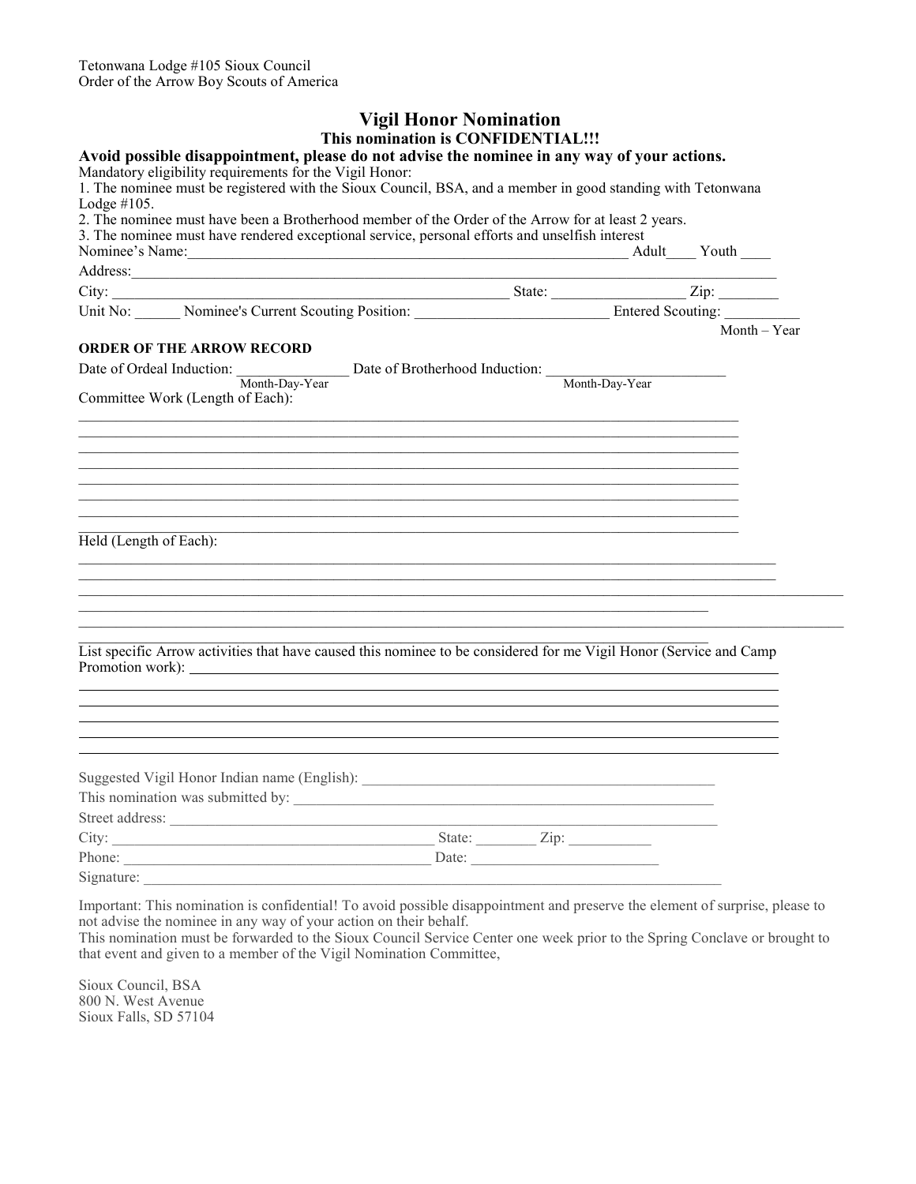Tetonwana Lodge #105 Sioux Council
Order of the Arrow Boy Scouts of America

## Vigil Honor Nomination

### This nomination is CONFIDENTIAL!!!

**Avoid possible disappointment, please do not advise the nominee in any way of your actions.**

Mandatory eligibility requirements for the Vigil Honor:

1. The nominee must be registered with the Sioux Council, BSA, and a member in good standing with Tetonwana Lodge #105.
2. The nominee must have been a Brotherhood member of the Order of the Arrow for at least 2 years.
3. The nominee must have rendered exceptional service, personal efforts and unselfish interest

Nominee's Name:______________________________________________________________ Adult____ Youth ____

Address:______________________________________________________________________________

City: ____________________________________________________ State: _________________ Zip: ________

Unit No: ______ Nominee's Current Scouting Position: _________________________ Entered Scouting: __________
Month – Year

**ORDER OF THE ARROW RECORD**

Date of Ordeal Induction: _______________ Date of Brotherhood Induction: _______________________
Month-Day-Year Month-Day-Year

Committee Work (Length of Each):

_____________________________________________________________________________________________
_____________________________________________________________________________________________
_____________________________________________________________________________________________
_____________________________________________________________________________________________
_____________________________________________________________________________________________
_____________________________________________________________________________________________
_____________________________________________________________________________________________
_____________________________________________________________________________________________

Held (Length of Each):

_____________________________________________________________________________________________
_____________________________________________________________________________________________
_____________________________________________________________________________________________
_____________________________________________________________________________________________
_____________________________________________________________________________________________
_____________________________________________________________________________________________

List specific Arrow activities that have caused this nominee to be considered for me Vigil Honor (Service and Camp Promotion work): ________________________________________________________________________

_____________________________________________________________________________________________
_____________________________________________________________________________________________
_____________________________________________________________________________________________
_____________________________________________________________________________________________
_____________________________________________________________________________________________

Suggested Vigil Honor Indian name (English): _________________________________________________

This nomination was submitted by: _________________________________________________________

Street address: _______________________________________________________________________

City: __________________________________________ State: ________ Zip: ___________

Phone: ___________________________________________ Date: __________________________

Signature: ____________________________________________________________________________

Important: This nomination is confidential! To avoid possible disappointment and preserve the element of surprise, please to not advise the nominee in any way of your action on their behalf.
This nomination must be forwarded to the Sioux Council Service Center one week prior to the Spring Conclave or brought to that event and given to a member of the Vigil Nomination Committee,

Sioux Council, BSA
800 N. West Avenue
Sioux Falls, SD 57104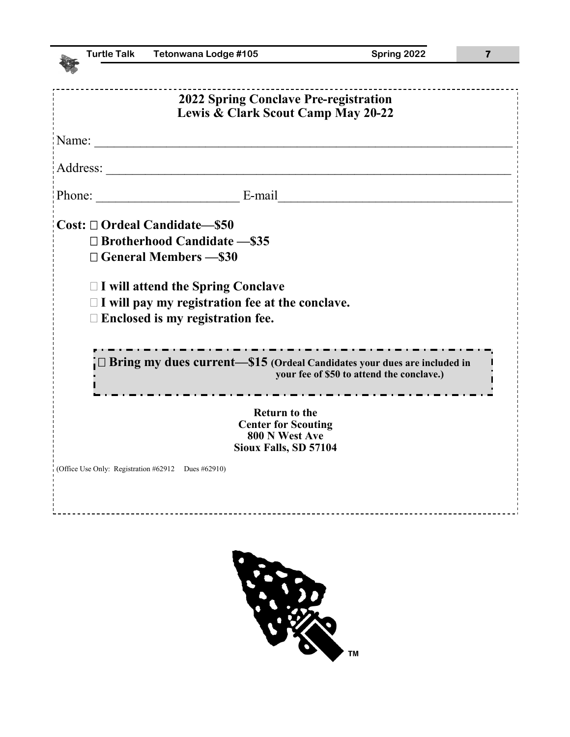## 2022 Spring Conclave Pre-registration
## Lewis & Clark Scout Camp May 20-22

Name: ____________________________________________________________

Address: __________________________________________________________

Phone: _____________________ E-mail___________________________________

**Cost: ☐ Ordeal Candidate—$50**

**☐ Brotherhood Candidate —$35**

**☐ General Members —$30**

**☐ I will attend the Spring Conclave**

**☐ I will pay my registration fee at the conclave.**

**☐ Enclosed is my registration fee.**

**☐ Bring my dues current—$15** **(Ordeal Candidates your dues are included in your fee of $50 to attend the conclave.)**

**Return to the**
**Center for Scouting**
**800 N West Ave**
**Sioux Falls, SD 57104**

(Office Use Only: Registration #62912 Dues #62910)